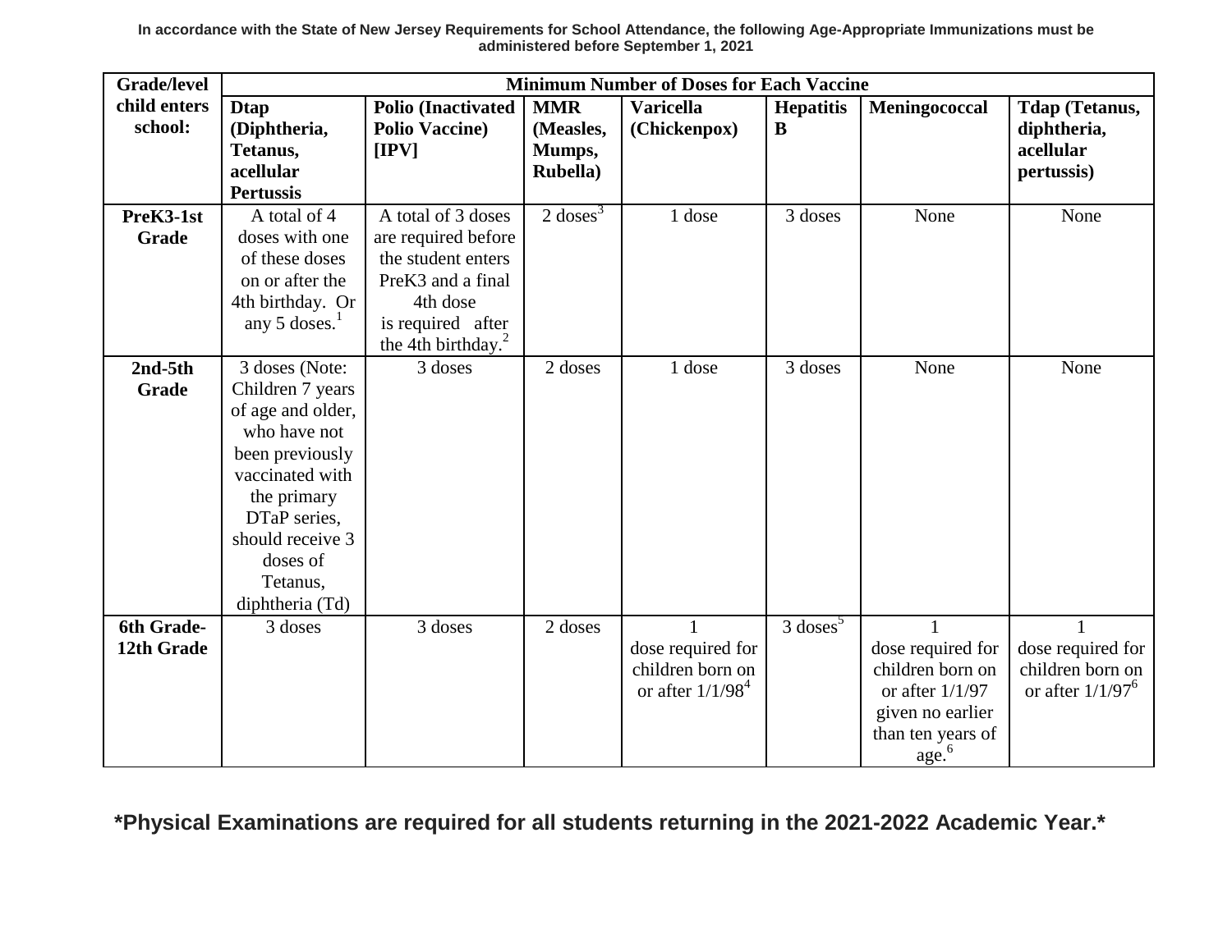**In accordance with the State of New Jersey Requirements for School Attendance, the following Age-Appropriate Immunizations must be administered before September 1, 2021**

| Grade/level child enters school: | Minimum Number of Doses for Each Vaccine | | | | | | |
|---|---|---|---|---|---|---|---|
| | **Dtap (Diphtheria, Tetanus, acellular Pertussis** | **Polio (Inactivated Polio Vaccine) [IPV]** | **MMR (Measles, Mumps, Rubella)** | **Varicella (Chickenpox)** | **Hepatitis B** | **Meningococcal** | **Tdap (Tetanus, diphtheria, acellular pertussis)** |
| **PreK3-1st Grade** | A total of 4 doses with one of these doses on or after the 4th birthday. Or any 5 doses.[1] | A total of 3 doses are required before the student enters PreK3 and a final 4th dose is required after the 4th birthday.[2] | 2 doses[3] | 1 dose | 3 doses | None | None |
| **2nd-5th Grade** | 3 doses (Note: Children 7 years of age and older, who have not been previously vaccinated with the primary DTaP series, should receive 3 doses of Tetanus, diphtheria (Td) | 3 doses | 2 doses | 1 dose | 3 doses | None | None |
| **6th Grade-12th Grade** | 3 doses | 3 doses | 2 doses | 1 dose required for children born on or after 1/1/98[4] | 3 doses[5] | 1 dose required for children born on or after 1/1/97 given no earlier than ten years of age.[6] | 1 dose required for children born on or after 1/1/97[6] |

**\*Physical Examinations are required for all students returning in the 2021-2022 Academic Year.\***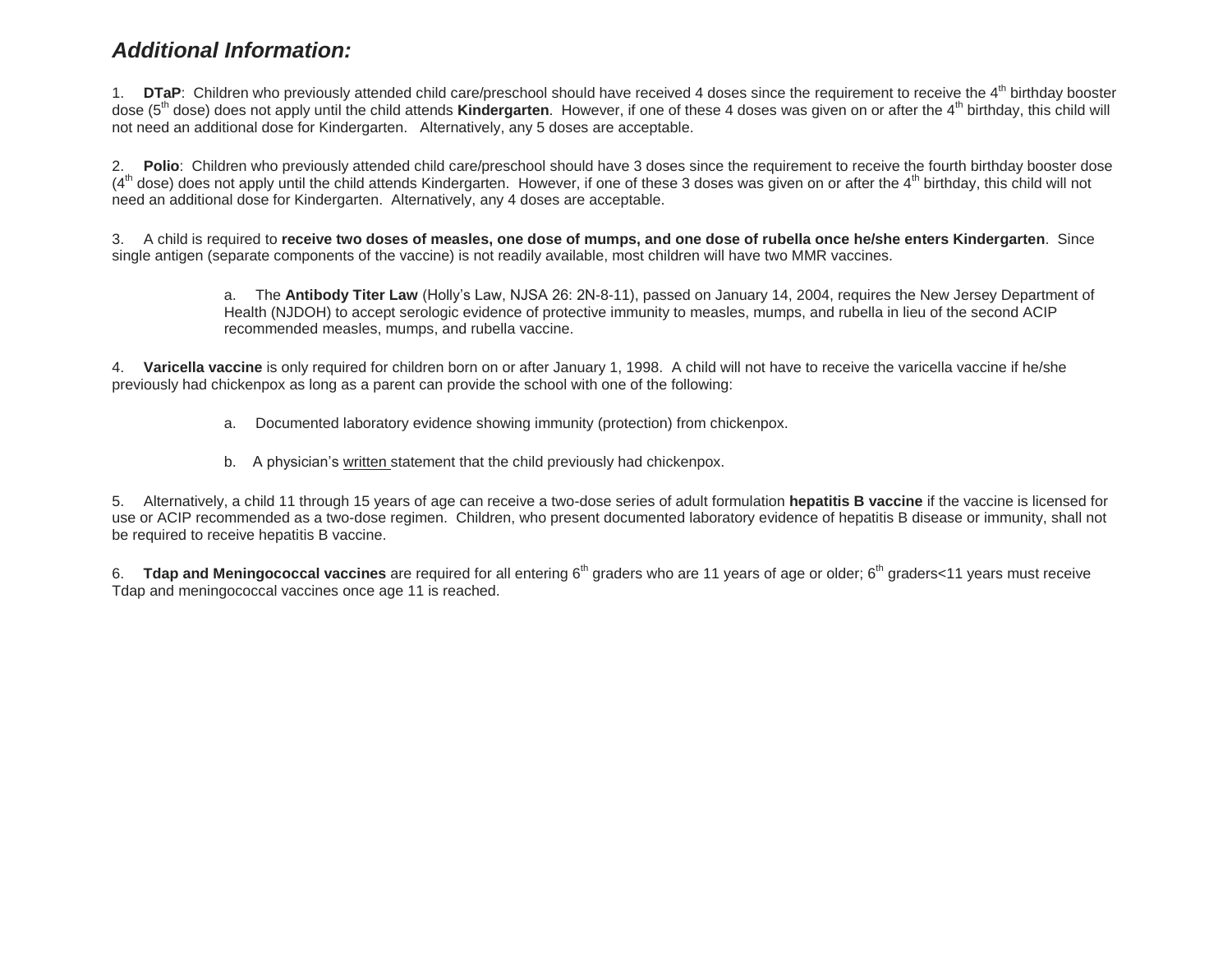## *Additional Information:*

1. **DTaP**: Children who previously attended child care/preschool should have received 4 doses since the requirement to receive the 4th birthday booster dose (5th dose) does not apply until the child attends **Kindergarten**. However, if one of these 4 doses was given on or after the 4th birthday, this child will not need an additional dose for Kindergarten. Alternatively, any 5 doses are acceptable.

2. **Polio**: Children who previously attended child care/preschool should have 3 doses since the requirement to receive the fourth birthday booster dose (4th dose) does not apply until the child attends Kindergarten. However, if one of these 3 doses was given on or after the 4th birthday, this child will not need an additional dose for Kindergarten. Alternatively, any 4 doses are acceptable.

3. A child is required to **receive two doses of measles, one dose of mumps, and one dose of rubella once he/she enters Kindergarten**. Since single antigen (separate components of the vaccine) is not readily available, most children will have two MMR vaccines.

    a. The **Antibody Titer Law** (Holly's Law, NJSA 26: 2N-8-11), passed on January 14, 2004, requires the New Jersey Department of Health (NJDOH) to accept serologic evidence of protective immunity to measles, mumps, and rubella in lieu of the second ACIP recommended measles, mumps, and rubella vaccine.

4. **Varicella vaccine** is only required for children born on or after January 1, 1998. A child will not have to receive the varicella vaccine if he/she previously had chickenpox as long as a parent can provide the school with one of the following:

    a. Documented laboratory evidence showing immunity (protection) from chickenpox.

    b. A physician's <u>written</u> statement that the child previously had chickenpox.

5. Alternatively, a child 11 through 15 years of age can receive a two-dose series of adult formulation **hepatitis B vaccine** if the vaccine is licensed for use or ACIP recommended as a two-dose regimen. Children, who present documented laboratory evidence of hepatitis B disease or immunity, shall not be required to receive hepatitis B vaccine.

6. **Tdap and Meningococcal vaccines** are required for all entering 6th graders who are 11 years of age or older; 6th graders<11 years must receive Tdap and meningococcal vaccines once age 11 is reached.